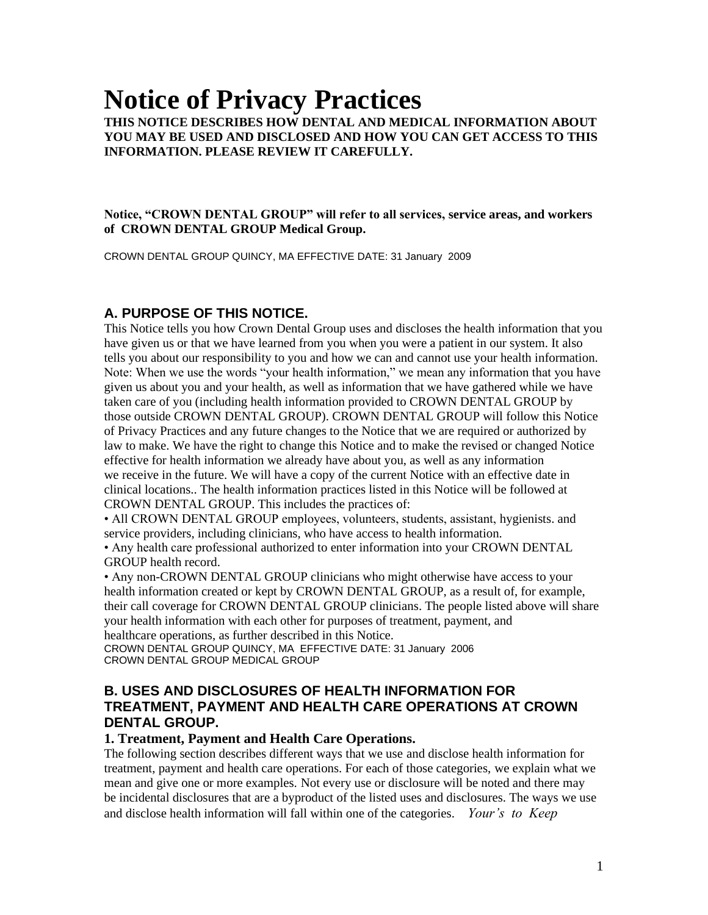# Notice of Privacy Practices

**THIS NOTICE DESCRIBES HOW DENTAL AND MEDICAL INFORMATION ABOUT YOU MAY BE USED AND DISCLOSED AND HOW YOU CAN GET ACCESS TO THIS INFORMATION. PLEASE REVIEW IT CAREFULLY.**

**Notice, "CROWN DENTAL GROUP" will refer to all services, service areas, and workers of CROWN DENTAL GROUP Medical Group.**

CROWN DENTAL GROUP QUINCY, MA EFFECTIVE DATE: 31 January 2009

## A. PURPOSE OF THIS NOTICE.

This Notice tells you how Crown Dental Group uses and discloses the health information that you have given us or that we have learned from you when you were a patient in our system. It also tells you about our responsibility to you and how we can and cannot use your health information. Note: When we use the words "your health information," we mean any information that you have given us about you and your health, as well as information that we have gathered while we have taken care of you (including health information provided to CROWN DENTAL GROUP by those outside CROWN DENTAL GROUP). CROWN DENTAL GROUP will follow this Notice of Privacy Practices and any future changes to the Notice that we are required or authorized by law to make. We have the right to change this Notice and to make the revised or changed Notice effective for health information we already have about you, as well as any information we receive in the future. We will have a copy of the current Notice with an effective date in clinical locations.. The health information practices listed in this Notice will be followed at CROWN DENTAL GROUP. This includes the practices of:

- All CROWN DENTAL GROUP employees, volunteers, students, assistant, hygienists. and service providers, including clinicians, who have access to health information.
- Any health care professional authorized to enter information into your CROWN DENTAL GROUP health record.
- Any non-CROWN DENTAL GROUP clinicians who might otherwise have access to your health information created or kept by CROWN DENTAL GROUP, as a result of, for example, their call coverage for CROWN DENTAL GROUP clinicians. The people listed above will share your health information with each other for purposes of treatment, payment, and healthcare operations, as further described in this Notice.

CROWN DENTAL GROUP QUINCY, MA EFFECTIVE DATE: 31 January 2006
CROWN DENTAL GROUP MEDICAL GROUP

## B. USES AND DISCLOSURES OF HEALTH INFORMATION FOR TREATMENT, PAYMENT AND HEALTH CARE OPERATIONS AT CROWN DENTAL GROUP.

### 1. Treatment, Payment and Health Care Operations.

The following section describes different ways that we use and disclose health information for treatment, payment and health care operations. For each of those categories, we explain what we mean and give one or more examples. Not every use or disclosure will be noted and there may be incidental disclosures that are a byproduct of the listed uses and disclosures. The ways we use and disclose health information will fall within one of the categories. *Your's to Keep*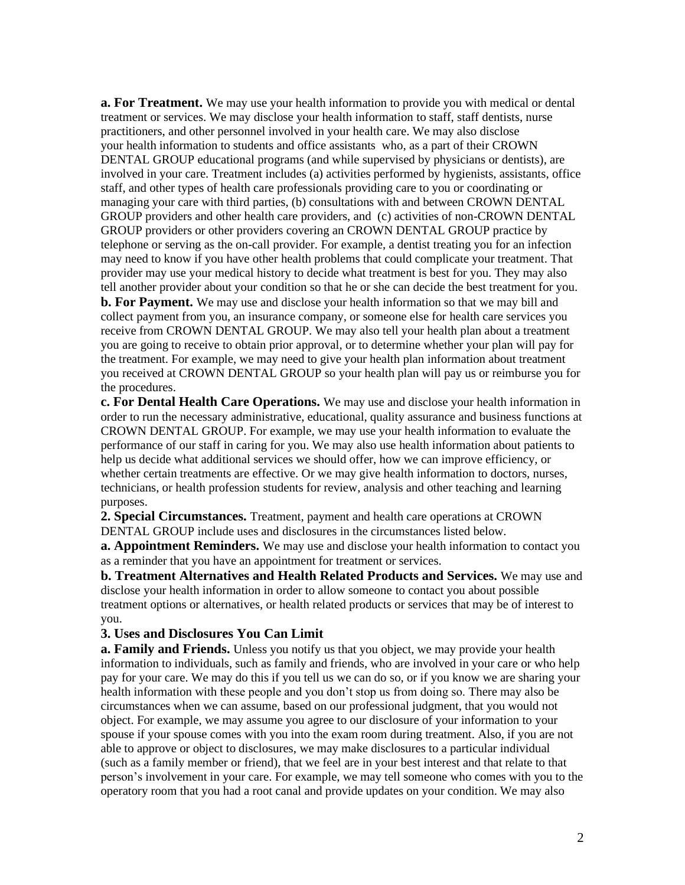**a. For Treatment.** We may use your health information to provide you with medical or dental treatment or services. We may disclose your health information to staff, staff dentists, nurse practitioners, and other personnel involved in your health care. We may also disclose your health information to students and office assistants who, as a part of their CROWN DENTAL GROUP educational programs (and while supervised by physicians or dentists), are involved in your care. Treatment includes (a) activities performed by hygienists, assistants, office staff, and other types of health care professionals providing care to you or coordinating or managing your care with third parties, (b) consultations with and between CROWN DENTAL GROUP providers and other health care providers, and (c) activities of non-CROWN DENTAL GROUP providers or other providers covering an CROWN DENTAL GROUP practice by telephone or serving as the on-call provider. For example, a dentist treating you for an infection may need to know if you have other health problems that could complicate your treatment. That provider may use your medical history to decide what treatment is best for you. They may also tell another provider about your condition so that he or she can decide the best treatment for you.

**b. For Payment.** We may use and disclose your health information so that we may bill and collect payment from you, an insurance company, or someone else for health care services you receive from CROWN DENTAL GROUP. We may also tell your health plan about a treatment you are going to receive to obtain prior approval, or to determine whether your plan will pay for the treatment. For example, we may need to give your health plan information about treatment you received at CROWN DENTAL GROUP so your health plan will pay us or reimburse you for the procedures.

**c. For Dental Health Care Operations.** We may use and disclose your health information in order to run the necessary administrative, educational, quality assurance and business functions at CROWN DENTAL GROUP. For example, we may use your health information to evaluate the performance of our staff in caring for you. We may also use health information about patients to help us decide what additional services we should offer, how we can improve efficiency, or whether certain treatments are effective. Or we may give health information to doctors, nurses, technicians, or health profession students for review, analysis and other teaching and learning purposes.

**2. Special Circumstances.** Treatment, payment and health care operations at CROWN DENTAL GROUP include uses and disclosures in the circumstances listed below.

**a. Appointment Reminders.** We may use and disclose your health information to contact you as a reminder that you have an appointment for treatment or services.

**b. Treatment Alternatives and Health Related Products and Services.** We may use and disclose your health information in order to allow someone to contact you about possible treatment options or alternatives, or health related products or services that may be of interest to you.

**3. Uses and Disclosures You Can Limit**

**a. Family and Friends.** Unless you notify us that you object, we may provide your health information to individuals, such as family and friends, who are involved in your care or who help pay for your care. We may do this if you tell us we can do so, or if you know we are sharing your health information with these people and you don't stop us from doing so. There may also be circumstances when we can assume, based on our professional judgment, that you would not object. For example, we may assume you agree to our disclosure of your information to your spouse if your spouse comes with you into the exam room during treatment. Also, if you are not able to approve or object to disclosures, we may make disclosures to a particular individual (such as a family member or friend), that we feel are in your best interest and that relate to that person's involvement in your care. For example, we may tell someone who comes with you to the operatory room that you had a root canal and provide updates on your condition. We may also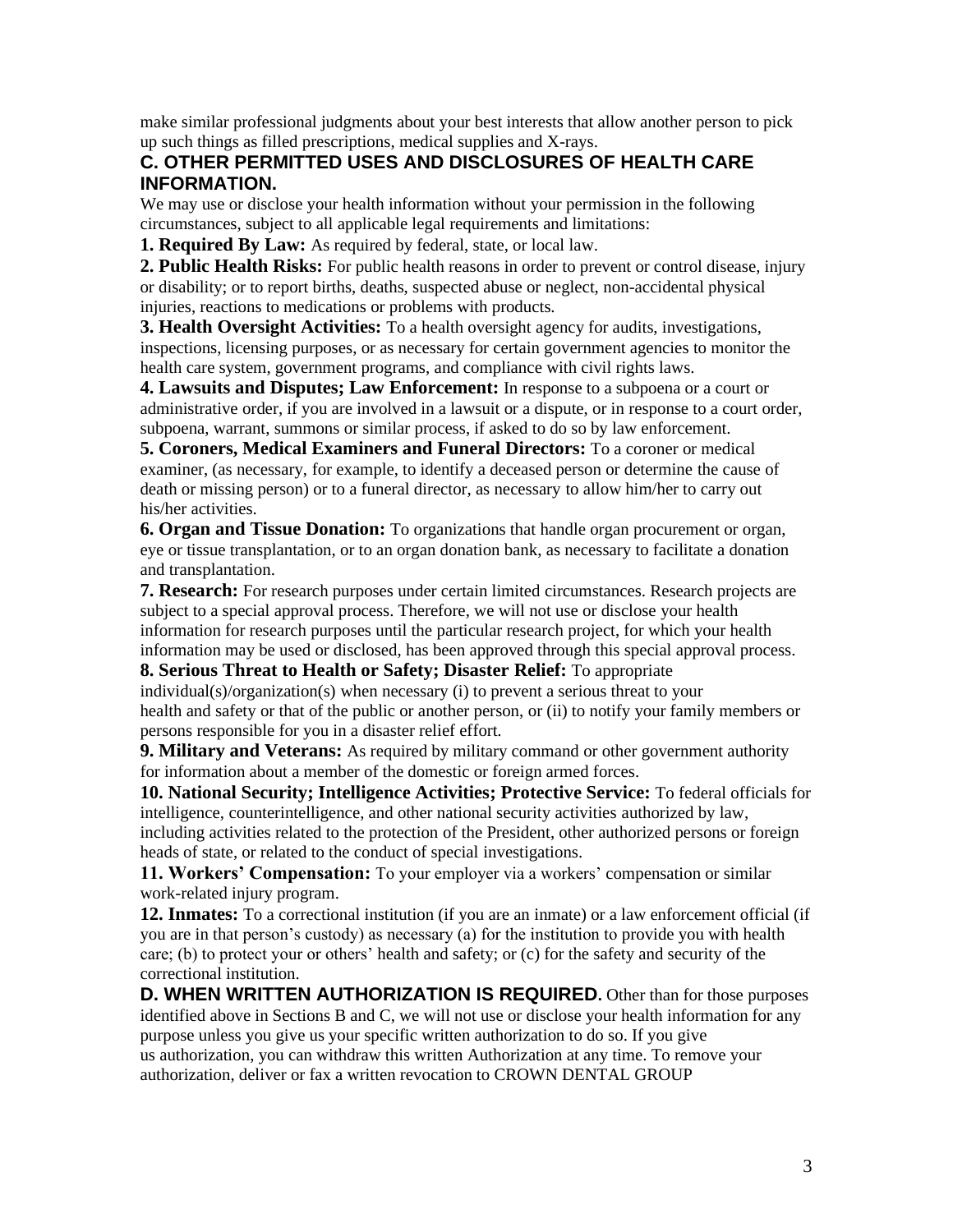make similar professional judgments about your best interests that allow another person to pick up such things as filled prescriptions, medical supplies and X-rays.

## C. OTHER PERMITTED USES AND DISCLOSURES OF HEALTH CARE INFORMATION.

We may use or disclose your health information without your permission in the following circumstances, subject to all applicable legal requirements and limitations:

**1. Required By Law:** As required by federal, state, or local law.

**2. Public Health Risks:** For public health reasons in order to prevent or control disease, injury or disability; or to report births, deaths, suspected abuse or neglect, non-accidental physical injuries, reactions to medications or problems with products.

**3. Health Oversight Activities:** To a health oversight agency for audits, investigations, inspections, licensing purposes, or as necessary for certain government agencies to monitor the health care system, government programs, and compliance with civil rights laws.

**4. Lawsuits and Disputes; Law Enforcement:** In response to a subpoena or a court or administrative order, if you are involved in a lawsuit or a dispute, or in response to a court order, subpoena, warrant, summons or similar process, if asked to do so by law enforcement.

**5. Coroners, Medical Examiners and Funeral Directors:** To a coroner or medical examiner, (as necessary, for example, to identify a deceased person or determine the cause of death or missing person) or to a funeral director, as necessary to allow him/her to carry out his/her activities.

**6. Organ and Tissue Donation:** To organizations that handle organ procurement or organ, eye or tissue transplantation, or to an organ donation bank, as necessary to facilitate a donation and transplantation.

**7. Research:** For research purposes under certain limited circumstances. Research projects are subject to a special approval process. Therefore, we will not use or disclose your health information for research purposes until the particular research project, for which your health information may be used or disclosed, has been approved through this special approval process.

**8. Serious Threat to Health or Safety; Disaster Relief:** To appropriate individual(s)/organization(s) when necessary (i) to prevent a serious threat to your health and safety or that of the public or another person, or (ii) to notify your family members or persons responsible for you in a disaster relief effort.

**9. Military and Veterans:** As required by military command or other government authority for information about a member of the domestic or foreign armed forces.

**10. National Security; Intelligence Activities; Protective Service:** To federal officials for intelligence, counterintelligence, and other national security activities authorized by law, including activities related to the protection of the President, other authorized persons or foreign heads of state, or related to the conduct of special investigations.

**11. Workers' Compensation:** To your employer via a workers' compensation or similar work-related injury program.

**12. Inmates:** To a correctional institution (if you are an inmate) or a law enforcement official (if you are in that person's custody) as necessary (a) for the institution to provide you with health care; (b) to protect your or others' health and safety; or (c) for the safety and security of the correctional institution.

**D. WHEN WRITTEN AUTHORIZATION IS REQUIRED.** Other than for those purposes identified above in Sections B and C, we will not use or disclose your health information for any purpose unless you give us your specific written authorization to do so. If you give us authorization, you can withdraw this written Authorization at any time. To remove your authorization, deliver or fax a written revocation to CROWN DENTAL GROUP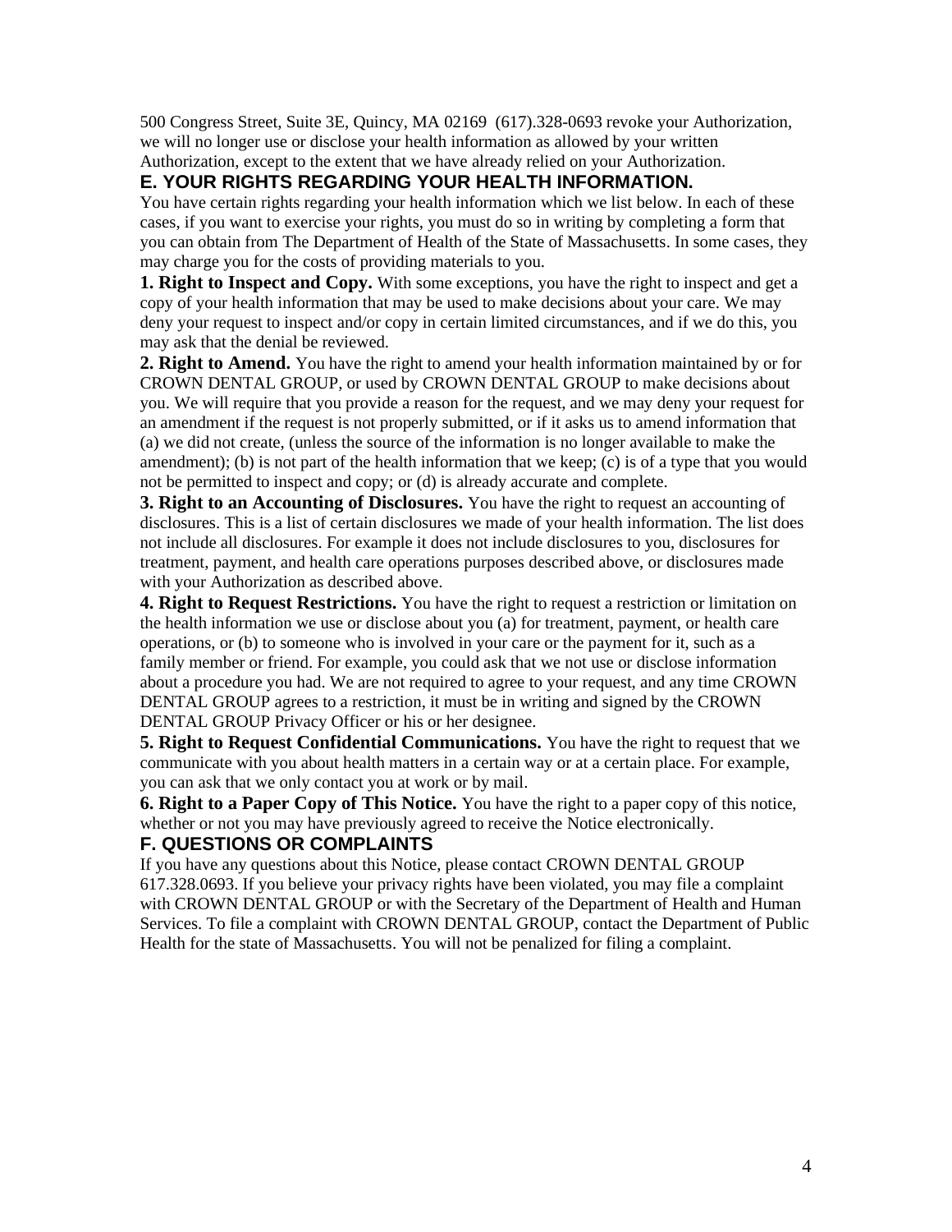500 Congress Street, Suite 3E, Quincy, MA 02169 (617).328-0693 revoke your Authorization, we will no longer use or disclose your health information as allowed by your written Authorization, except to the extent that we have already relied on your Authorization.

## E. YOUR RIGHTS REGARDING YOUR HEALTH INFORMATION.

You have certain rights regarding your health information which we list below. In each of these cases, if you want to exercise your rights, you must do so in writing by completing a form that you can obtain from The Department of Health of the State of Massachusetts. In some cases, they may charge you for the costs of providing materials to you.

**1. Right to Inspect and Copy.** With some exceptions, you have the right to inspect and get a copy of your health information that may be used to make decisions about your care. We may deny your request to inspect and/or copy in certain limited circumstances, and if we do this, you may ask that the denial be reviewed.

**2. Right to Amend.** You have the right to amend your health information maintained by or for CROWN DENTAL GROUP, or used by CROWN DENTAL GROUP to make decisions about you. We will require that you provide a reason for the request, and we may deny your request for an amendment if the request is not properly submitted, or if it asks us to amend information that (a) we did not create, (unless the source of the information is no longer available to make the amendment); (b) is not part of the health information that we keep; (c) is of a type that you would not be permitted to inspect and copy; or (d) is already accurate and complete.

**3. Right to an Accounting of Disclosures.** You have the right to request an accounting of disclosures. This is a list of certain disclosures we made of your health information. The list does not include all disclosures. For example it does not include disclosures to you, disclosures for treatment, payment, and health care operations purposes described above, or disclosures made with your Authorization as described above.

**4. Right to Request Restrictions.** You have the right to request a restriction or limitation on the health information we use or disclose about you (a) for treatment, payment, or health care operations, or (b) to someone who is involved in your care or the payment for it, such as a family member or friend. For example, you could ask that we not use or disclose information about a procedure you had. We are not required to agree to your request, and any time CROWN DENTAL GROUP agrees to a restriction, it must be in writing and signed by the CROWN DENTAL GROUP Privacy Officer or his or her designee.

**5. Right to Request Confidential Communications.** You have the right to request that we communicate with you about health matters in a certain way or at a certain place. For example, you can ask that we only contact you at work or by mail.

**6. Right to a Paper Copy of This Notice.** You have the right to a paper copy of this notice, whether or not you may have previously agreed to receive the Notice electronically.

## F. QUESTIONS OR COMPLAINTS

If you have any questions about this Notice, please contact CROWN DENTAL GROUP 617.328.0693. If you believe your privacy rights have been violated, you may file a complaint with CROWN DENTAL GROUP or with the Secretary of the Department of Health and Human Services. To file a complaint with CROWN DENTAL GROUP, contact the Department of Public Health for the state of Massachusetts. You will not be penalized for filing a complaint.